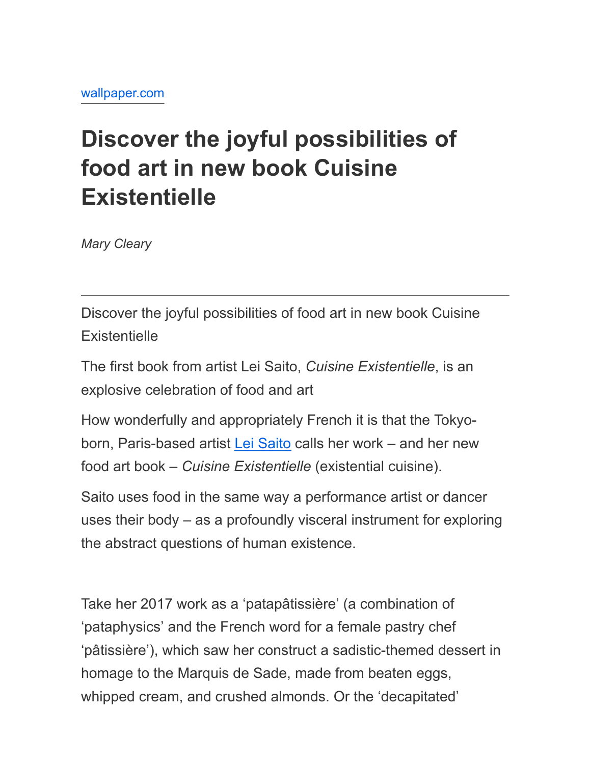wallpaper.com

# Discover the joyful possibilities of food art in new book Cuisine Existentielle

*Mary Cleary*

---

Discover the joyful possibilities of food art in new book Cuisine Existentielle

The first book from artist Lei Saito, *Cuisine Existentielle*, is an explosive celebration of food and art

How wonderfully and appropriately French it is that the Tokyo-born, Paris-based artist Lei Saito calls her work – and her new food art book – *Cuisine Existentielle* (existential cuisine).

Saito uses food in the same way a performance artist or dancer uses their body – as a profoundly visceral instrument for exploring the abstract questions of human existence.

Take her 2017 work as a 'patapâtissière' (a combination of 'pataphysics' and the French word for a female pastry chef 'pâtissière'), which saw her construct a sadistic-themed dessert in homage to the Marquis de Sade, made from beaten eggs, whipped cream, and crushed almonds. Or the 'decapitated'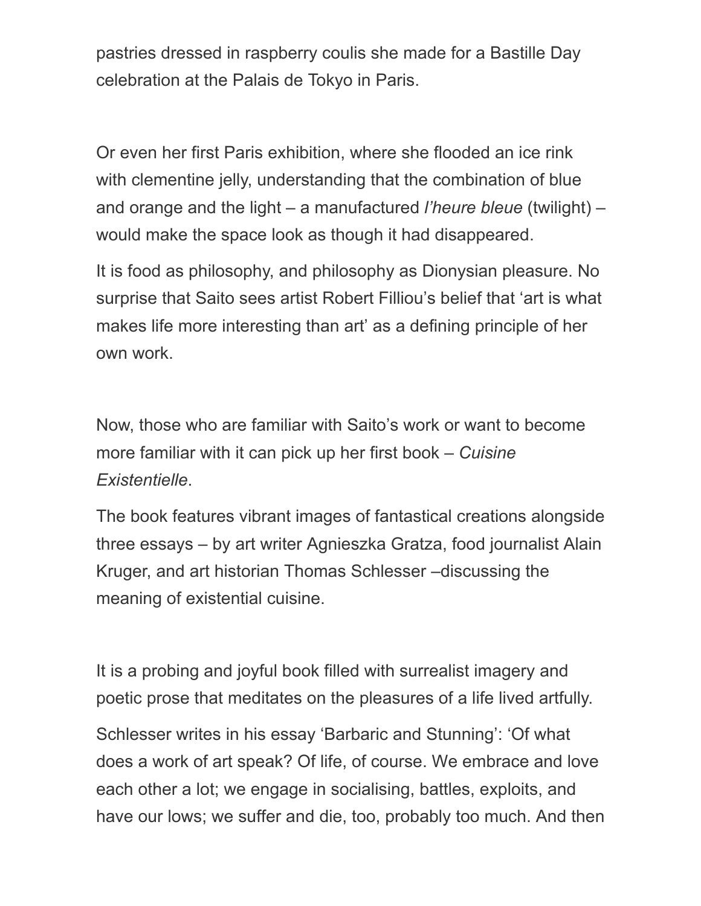pastries dressed in raspberry coulis she made for a Bastille Day celebration at the Palais de Tokyo in Paris.

Or even her first Paris exhibition, where she flooded an ice rink with clementine jelly, understanding that the combination of blue and orange and the light – a manufactured *l'heure bleue* (twilight) – would make the space look as though it had disappeared.

It is food as philosophy, and philosophy as Dionysian pleasure. No surprise that Saito sees artist Robert Filliou's belief that 'art is what makes life more interesting than art' as a defining principle of her own work.

Now, those who are familiar with Saito's work or want to become more familiar with it can pick up her first book – *Cuisine Existentielle*.

The book features vibrant images of fantastical creations alongside three essays – by art writer Agnieszka Gratza, food journalist Alain Kruger, and art historian Thomas Schlesser –discussing the meaning of existential cuisine.

It is a probing and joyful book filled with surrealist imagery and poetic prose that meditates on the pleasures of a life lived artfully.

Schlesser writes in his essay 'Barbaric and Stunning': 'Of what does a work of art speak? Of life, of course. We embrace and love each other a lot; we engage in socialising, battles, exploits, and have our lows; we suffer and die, too, probably too much. And then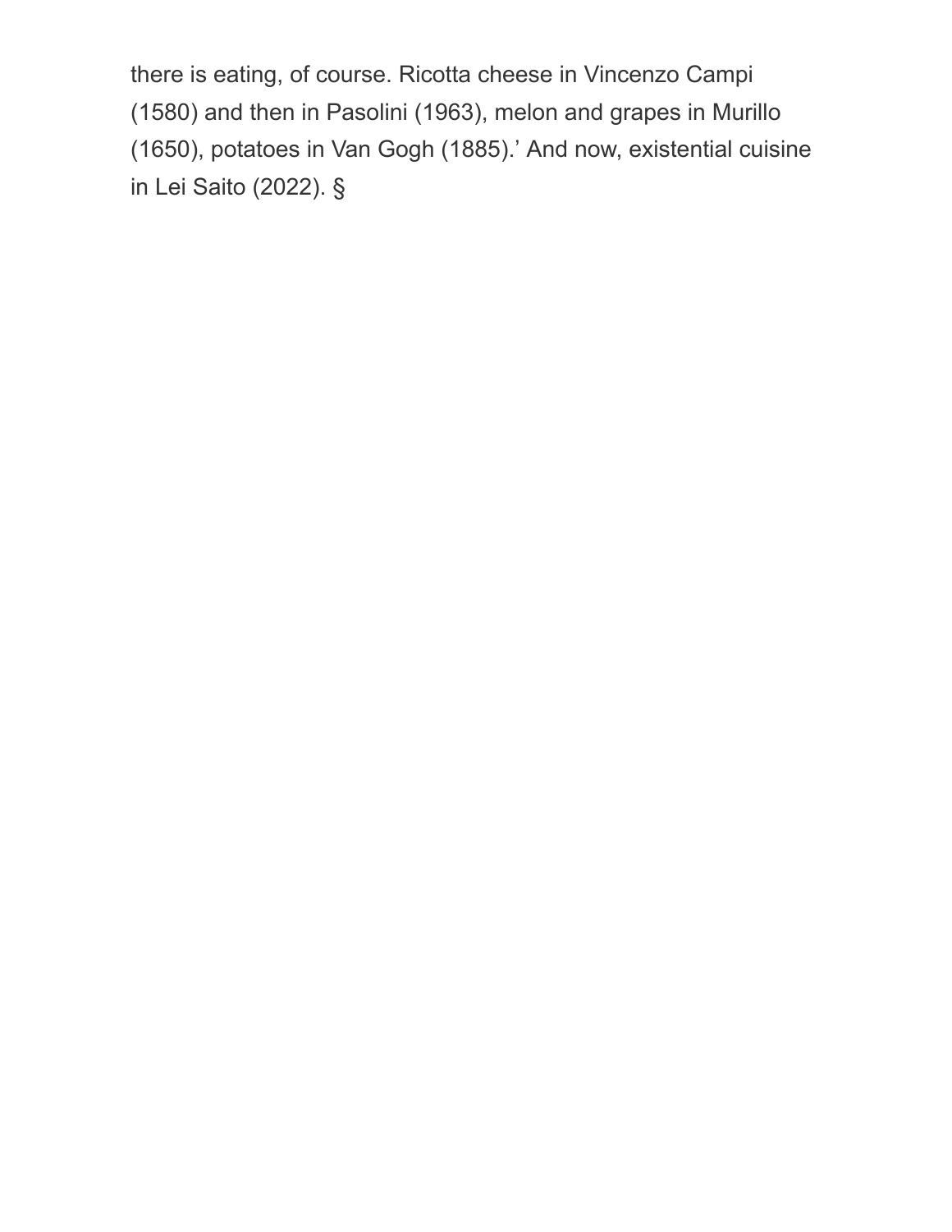there is eating, of course. Ricotta cheese in Vincenzo Campi (1580) and then in Pasolini (1963), melon and grapes in Murillo (1650), potatoes in Van Gogh (1885).' And now, existential cuisine in Lei Saito (2022). §